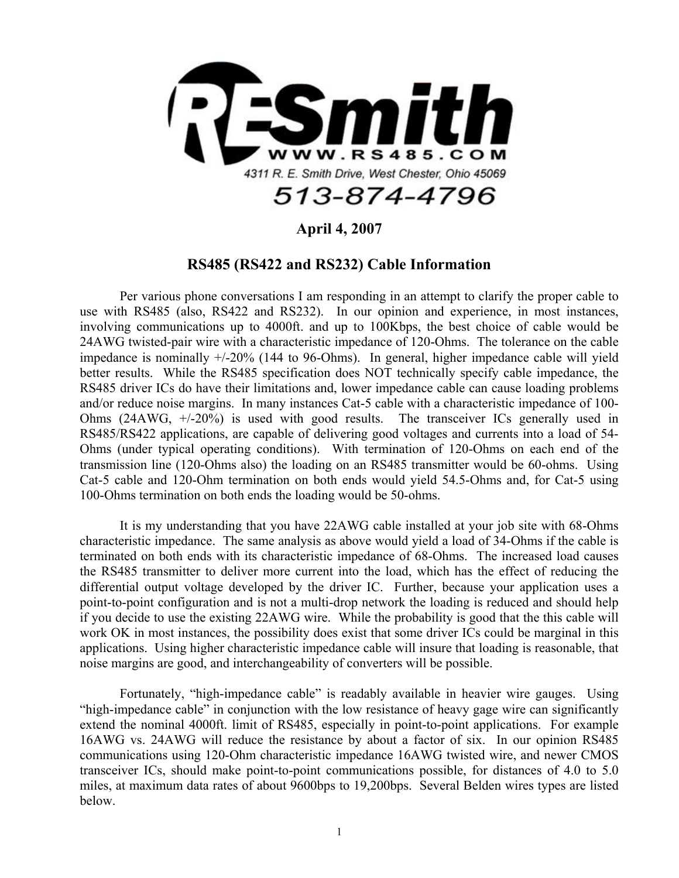**R E Smith**

**WWW.RS485.COM**

4311 R. E. Smith Drive, West Chester, Ohio 45069

513-874-4796

**April 4, 2007**

## RS485 (RS422 and RS232) Cable Information

Per various phone conversations I am responding in an attempt to clarify the proper cable to use with RS485 (also, RS422 and RS232). In our opinion and experience, in most instances, involving communications up to 4000ft. and up to 100Kbps, the best choice of cable would be 24AWG twisted-pair wire with a characteristic impedance of 120-Ohms. The tolerance on the cable impedance is nominally +/-20% (144 to 96-Ohms). In general, higher impedance cable will yield better results. While the RS485 specification does NOT technically specify cable impedance, the RS485 driver ICs do have their limitations and, lower impedance cable can cause loading problems and/or reduce noise margins. In many instances Cat-5 cable with a characteristic impedance of 100-Ohms (24AWG, +/-20%) is used with good results. The transceiver ICs generally used in RS485/RS422 applications, are capable of delivering good voltages and currents into a load of 54-Ohms (under typical operating conditions). With termination of 120-Ohms on each end of the transmission line (120-Ohms also) the loading on an RS485 transmitter would be 60-ohms. Using Cat-5 cable and 120-Ohm termination on both ends would yield 54.5-Ohms and, for Cat-5 using 100-Ohms termination on both ends the loading would be 50-ohms.

It is my understanding that you have 22AWG cable installed at your job site with 68-Ohms characteristic impedance. The same analysis as above would yield a load of 34-Ohms if the cable is terminated on both ends with its characteristic impedance of 68-Ohms. The increased load causes the RS485 transmitter to deliver more current into the load, which has the effect of reducing the differential output voltage developed by the driver IC. Further, because your application uses a point-to-point configuration and is not a multi-drop network the loading is reduced and should help if you decide to use the existing 22AWG wire. While the probability is good that the this cable will work OK in most instances, the possibility does exist that some driver ICs could be marginal in this applications. Using higher characteristic impedance cable will insure that loading is reasonable, that noise margins are good, and interchangeability of converters will be possible.

Fortunately, "high-impedance cable" is readably available in heavier wire gauges. Using "high-impedance cable" in conjunction with the low resistance of heavy gage wire can significantly extend the nominal 4000ft. limit of RS485, especially in point-to-point applications. For example 16AWG vs. 24AWG will reduce the resistance by about a factor of six. In our opinion RS485 communications using 120-Ohm characteristic impedance 16AWG twisted wire, and newer CMOS transceiver ICs, should make point-to-point communications possible, for distances of 4.0 to 5.0 miles, at maximum data rates of about 9600bps to 19,200bps. Several Belden wires types are listed below.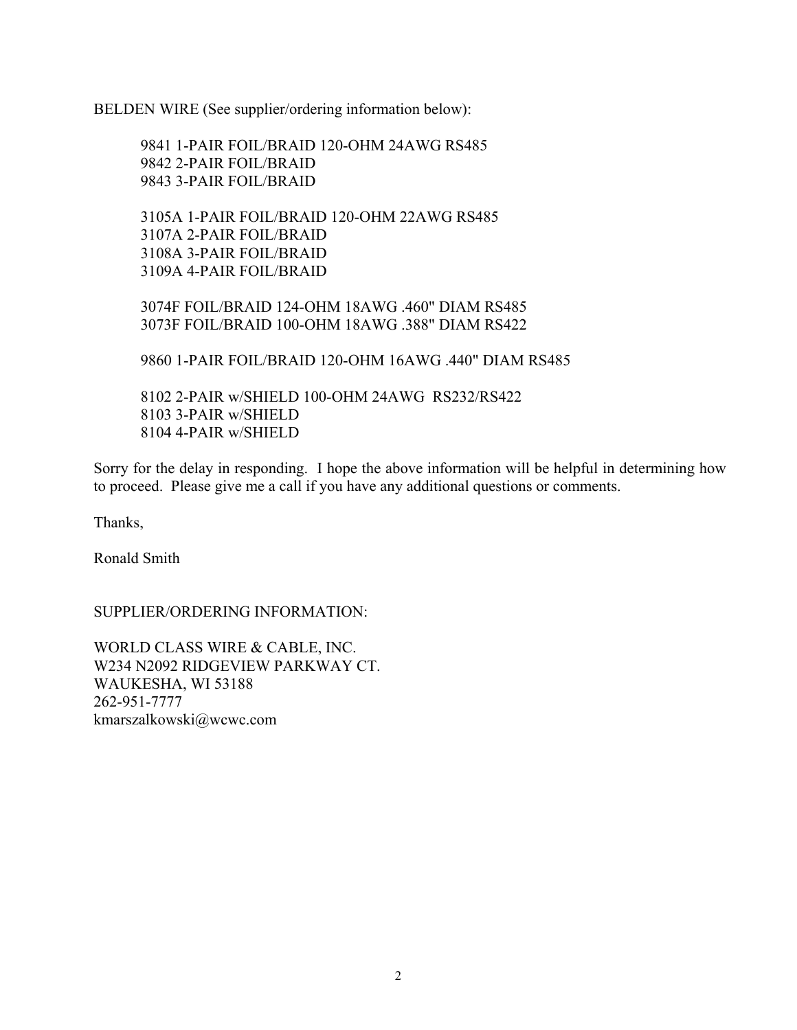BELDEN WIRE (See supplier/ordering information below):

9841 1-PAIR FOIL/BRAID 120-OHM 24AWG RS485
9842 2-PAIR FOIL/BRAID
9843 3-PAIR FOIL/BRAID

3105A 1-PAIR FOIL/BRAID 120-OHM 22AWG RS485
3107A 2-PAIR FOIL/BRAID
3108A 3-PAIR FOIL/BRAID
3109A 4-PAIR FOIL/BRAID

3074F FOIL/BRAID 124-OHM 18AWG .460" DIAM RS485
3073F FOIL/BRAID 100-OHM 18AWG .388" DIAM RS422

9860 1-PAIR FOIL/BRAID 120-OHM 16AWG .440" DIAM RS485

8102 2-PAIR w/SHIELD 100-OHM 24AWG RS232/RS422
8103 3-PAIR w/SHIELD
8104 4-PAIR w/SHIELD

Sorry for the delay in responding. I hope the above information will be helpful in determining how to proceed. Please give me a call if you have any additional questions or comments.

Thanks,

Ronald Smith

SUPPLIER/ORDERING INFORMATION:

WORLD CLASS WIRE & CABLE, INC.
W234 N2092 RIDGEVIEW PARKWAY CT.
WAUKESHA, WI 53188
262-951-7777
kmarszalkowski@wcwc.com